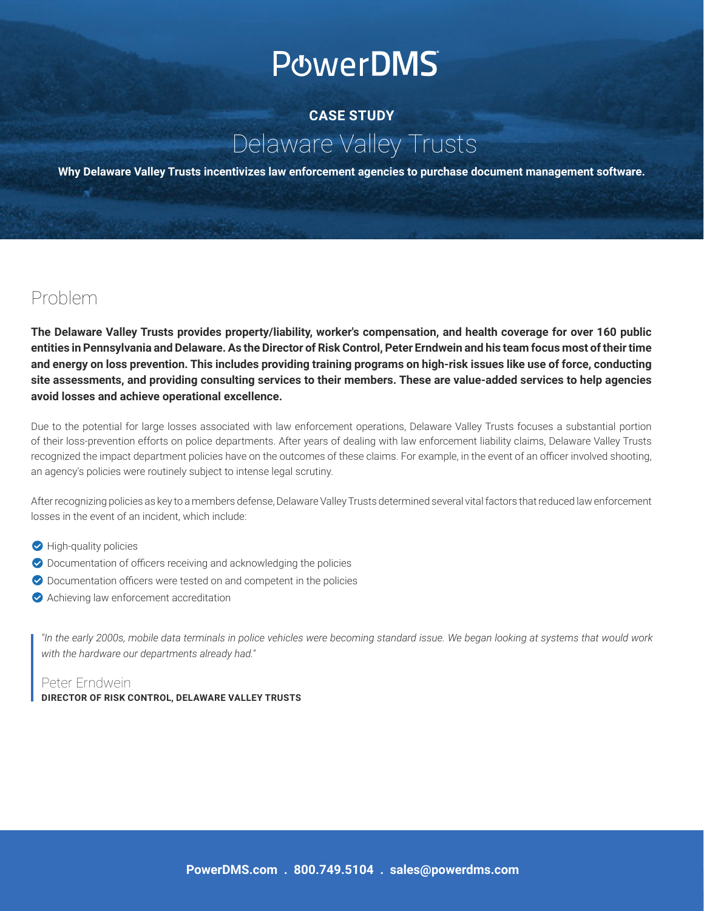# PowerDMS

**CASE STUDY**

# Delaware Valley Trusts

**Why Delaware Valley Trusts incentivizes law enforcement agencies to purchase document management software.**

## Problem

**The Delaware Valley Trusts provides property/liability, worker's compensation, and health coverage for over 160 public entities in Pennsylvania and Delaware. As the Director of Risk Control, Peter Erndwein and his team focus most of their time and energy on loss prevention. This includes providing training programs on high-risk issues like use of force, conducting site assessments, and providing consulting services to their members. These are value-added services to help agencies avoid losses and achieve operational excellence.**

Due to the potential for large losses associated with law enforcement operations, Delaware Valley Trusts focuses a substantial portion of their loss-prevention efforts on police departments. After years of dealing with law enforcement liability claims, Delaware Valley Trusts recognized the impact department policies have on the outcomes of these claims. For example, in the event of an officer involved shooting, an agency's policies were routinely subject to intense legal scrutiny.

After recognizing policies as key to a members defense, Delaware Valley Trusts determined several vital factors that reduced law enforcement losses in the event of an incident, which include:

- High-quality policies
- Documentation of officers receiving and acknowledging the policies
- Documentation officers were tested on and competent in the policies
- Achieving law enforcement accreditation

> *"In the early 2000s, mobile data terminals in police vehicles were becoming standard issue. We began looking at systems that would work with the hardware our departments already had."*
>
> Peter Erndwein
> **DIRECTOR OF RISK CONTROL, DELAWARE VALLEY TRUSTS**

**PowerDMS.com . 800.749.5104 . sales@powerdms.com**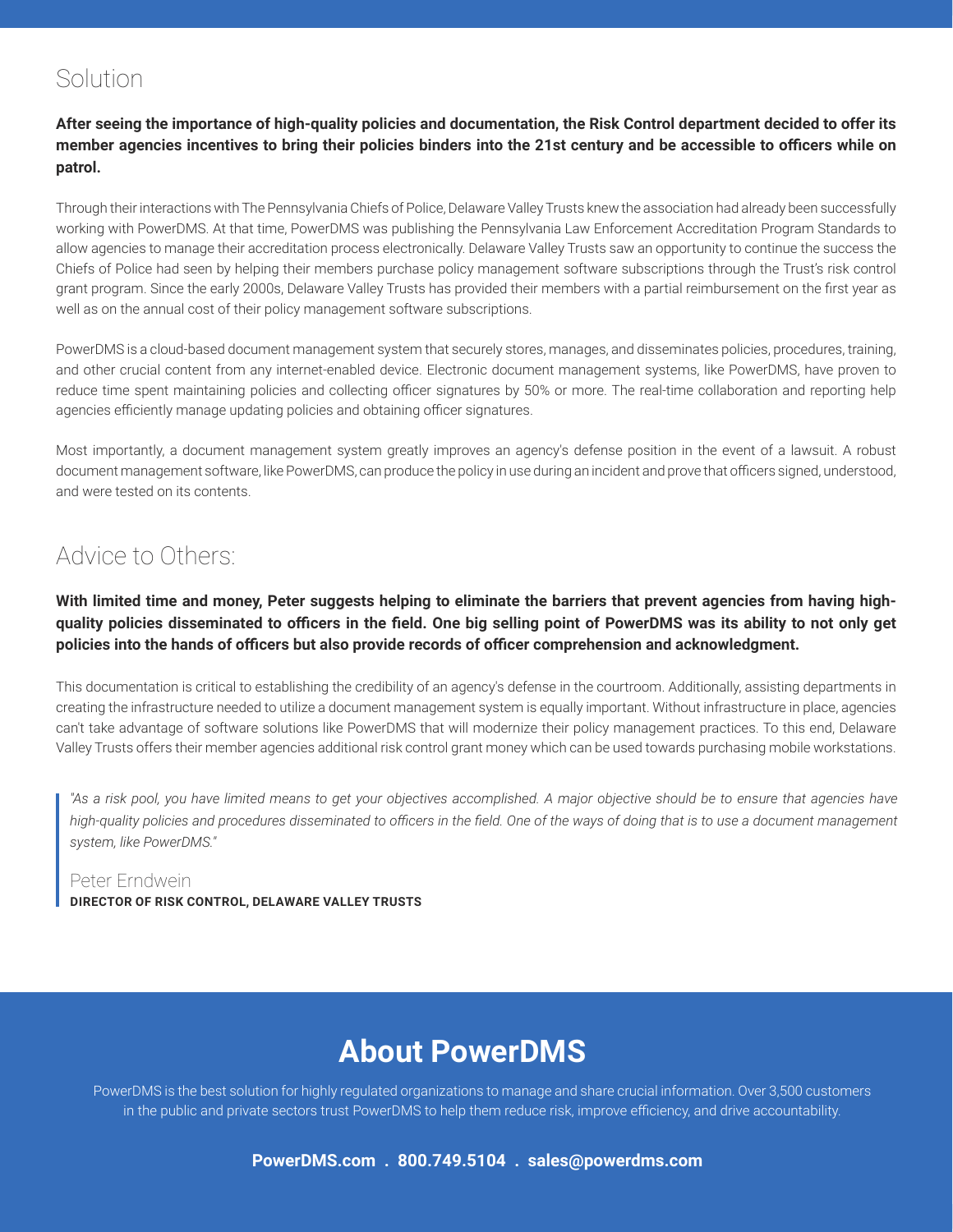## Solution

**After seeing the importance of high-quality policies and documentation, the Risk Control department decided to offer its member agencies incentives to bring their policies binders into the 21st century and be accessible to officers while on patrol.**

Through their interactions with The Pennsylvania Chiefs of Police, Delaware Valley Trusts knew the association had already been successfully working with PowerDMS. At that time, PowerDMS was publishing the Pennsylvania Law Enforcement Accreditation Program Standards to allow agencies to manage their accreditation process electronically. Delaware Valley Trusts saw an opportunity to continue the success the Chiefs of Police had seen by helping their members purchase policy management software subscriptions through the Trust's risk control grant program. Since the early 2000s, Delaware Valley Trusts has provided their members with a partial reimbursement on the first year as well as on the annual cost of their policy management software subscriptions.

PowerDMS is a cloud-based document management system that securely stores, manages, and disseminates policies, procedures, training, and other crucial content from any internet-enabled device. Electronic document management systems, like PowerDMS, have proven to reduce time spent maintaining policies and collecting officer signatures by 50% or more. The real-time collaboration and reporting help agencies efficiently manage updating policies and obtaining officer signatures.

Most importantly, a document management system greatly improves an agency's defense position in the event of a lawsuit. A robust document management software, like PowerDMS, can produce the policy in use during an incident and prove that officers signed, understood, and were tested on its contents.

## Advice to Others:

**With limited time and money, Peter suggests helping to eliminate the barriers that prevent agencies from having high-quality policies disseminated to officers in the field. One big selling point of PowerDMS was its ability to not only get policies into the hands of officers but also provide records of officer comprehension and acknowledgment.**

This documentation is critical to establishing the credibility of an agency's defense in the courtroom. Additionally, assisting departments in creating the infrastructure needed to utilize a document management system is equally important. Without infrastructure in place, agencies can't take advantage of software solutions like PowerDMS that will modernize their policy management practices. To this end, Delaware Valley Trusts offers their member agencies additional risk control grant money which can be used towards purchasing mobile workstations.

> *"As a risk pool, you have limited means to get your objectives accomplished. A major objective should be to ensure that agencies have high-quality policies and procedures disseminated to officers in the field. One of the ways of doing that is to use a document management system, like PowerDMS."*
>
> Peter Erndwein
> **DIRECTOR OF RISK CONTROL, DELAWARE VALLEY TRUSTS**

## About PowerDMS

PowerDMS is the best solution for highly regulated organizations to manage and share crucial information. Over 3,500 customers in the public and private sectors trust PowerDMS to help them reduce risk, improve efficiency, and drive accountability.

**PowerDMS.com . 800.749.5104 . sales@powerdms.com**